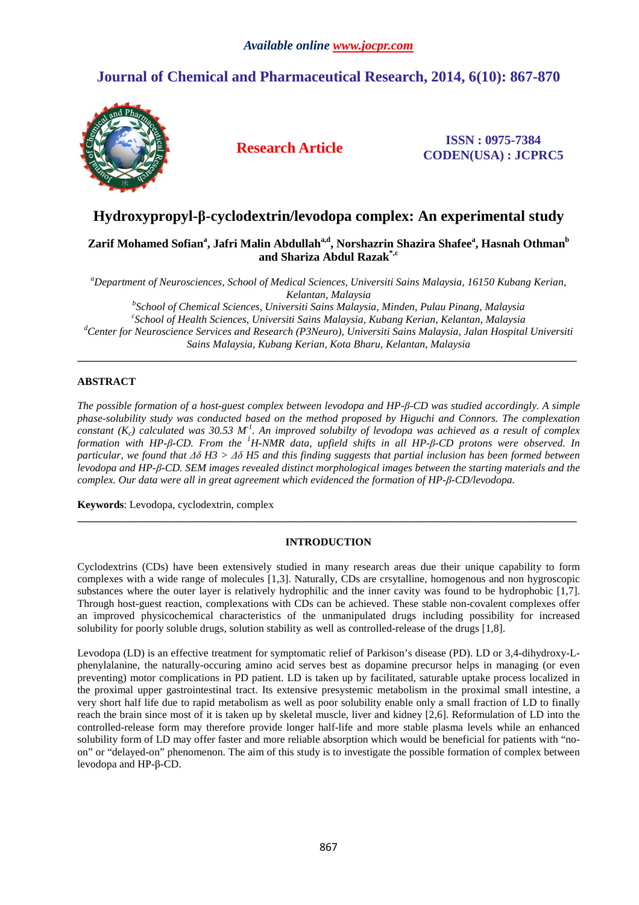# Hydroxypropyl-β-cyclodextrin/levodopa complex: An experimental study

**Zarif Mohamed Sofian[a], Jafri Malin Abdullah[a,d], Norshazrin Shazira Shafee[a], Hasnah Othman[b] and Shariza Abdul Razak[*,c]**

*[a]Department of Neurosciences, School of Medical Sciences, Universiti Sains Malaysia, 16150 Kubang Kerian, Kelantan, Malaysia*
*[b]School of Chemical Sciences, Universiti Sains Malaysia, Minden, Pulau Pinang, Malaysia*
*[c]School of Health Sciences, Universiti Sains Malaysia, Kubang Kerian, Kelantan, Malaysia*
*[d]Center for Neuroscience Services and Research (P3Neuro), Universiti Sains Malaysia, Jalan Hospital Universiti Sains Malaysia, Kubang Kerian, Kota Bharu, Kelantan, Malaysia*

---

## ABSTRACT

*The possible formation of a host-guest complex between levodopa and HP-β-CD was studied accordingly. A simple phase-solubility study was conducted based on the method proposed by Higuchi and Connors. The complexation constant ($K_c$) calculated was 30.53 $M^{-1}$. An improved solubilty of levodopa was achieved as a result of complex formation with HP-β-CD. From the $^1$H-NMR data, upfield shifts in all HP-β-CD protons were observed. In particular, we found that $\Delta\delta$ H3 > $\Delta\delta$ H5 and this finding suggests that partial inclusion has been formed between levodopa and HP-β-CD. SEM images revealed distinct morphological images between the starting materials and the complex. Our data were all in great agreement which evidenced the formation of HP-β-CD/levodopa.*

**Keywords**: Levodopa, cyclodextrin, complex

---

## INTRODUCTION

Cyclodextrins (CDs) have been extensively studied in many research areas due their unique capability to form complexes with a wide range of molecules [1,3]. Naturally, CDs are crsytalline, homogenous and non hygroscopic substances where the outer layer is relatively hydrophilic and the inner cavity was found to be hydrophobic [1,7]. Through host-guest reaction, complexations with CDs can be achieved. These stable non-covalent complexes offer an improved physicochemical characteristics of the unmanipulated drugs including possibility for increased solubility for poorly soluble drugs, solution stability as well as controlled-release of the drugs [1,8].

Levodopa (LD) is an effective treatment for symptomatic relief of Parkison's disease (PD). LD or 3,4-dihydroxy-L-phenylalanine, the naturally-occuring amino acid serves best as dopamine precursor helps in managing (or even preventing) motor complications in PD patient. LD is taken up by facilitated, saturable uptake process localized in the proximal upper gastrointestinal tract. Its extensive presystemic metabolism in the proximal small intestine, a very short half life due to rapid metabolism as well as poor solubility enable only a small fraction of LD to finally reach the brain since most of it is taken up by skeletal muscle, liver and kidney [2,6]. Reformulation of LD into the controlled-release form may therefore provide longer half-life and more stable plasma levels while an enhanced solubility form of LD may offer faster and more reliable absorption which would be beneficial for patients with "no-on" or "delayed-on" phenomenon. The aim of this study is to investigate the possible formation of complex between levodopa and HP-β-CD.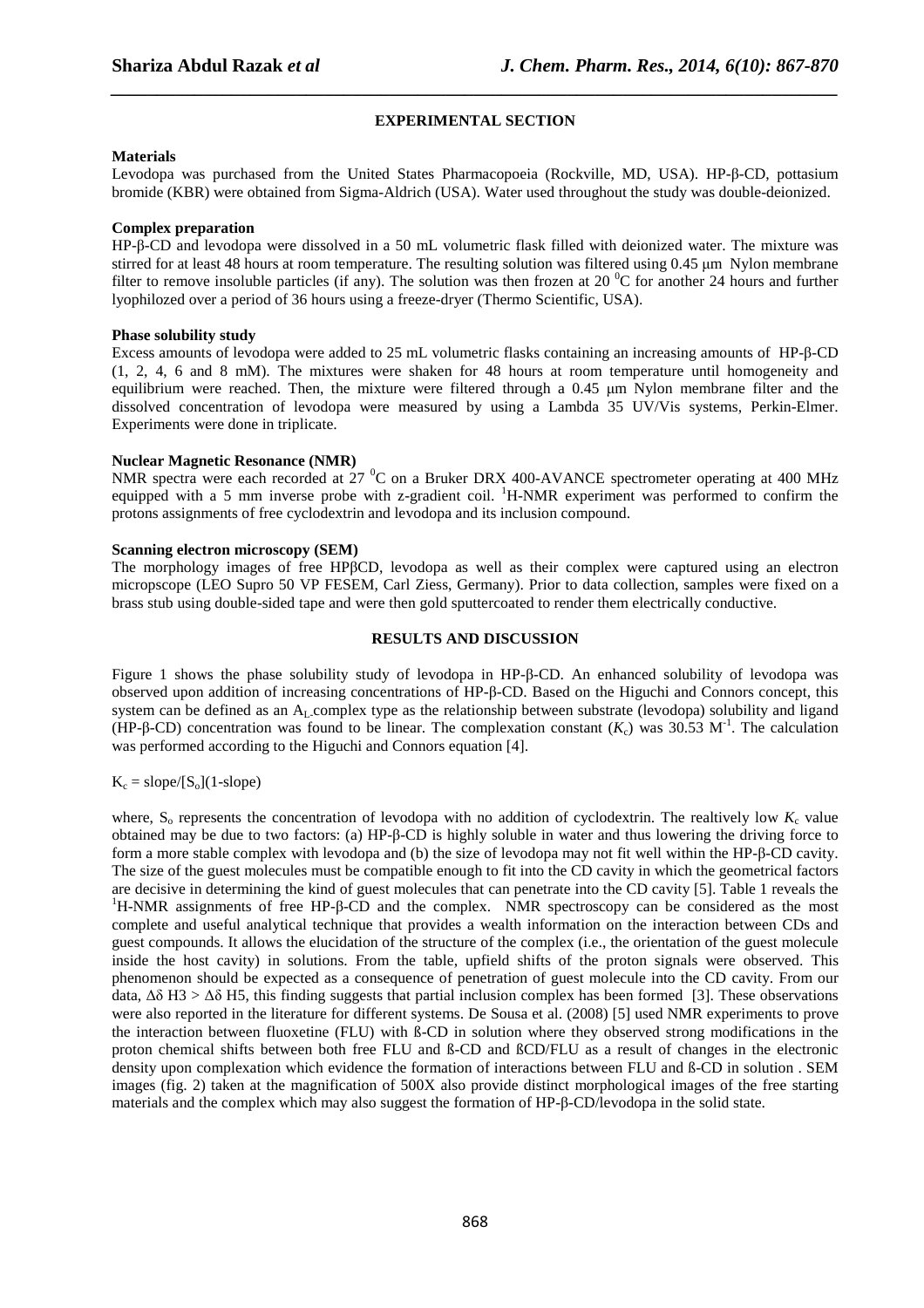## EXPERIMENTAL SECTION

### Materials

Levodopa was purchased from the United States Pharmacopoeia (Rockville, MD, USA). HP-β-CD, pottasium bromide (KBR) were obtained from Sigma-Aldrich (USA). Water used throughout the study was double-deionized.

### Complex preparation

HP-β-CD and levodopa were dissolved in a 50 mL volumetric flask filled with deionized water. The mixture was stirred for at least 48 hours at room temperature. The resulting solution was filtered using 0.45 μm Nylon membrane filter to remove insoluble particles (if any). The solution was then frozen at 20 $^0$C for another 24 hours and further lyophilozed over a period of 36 hours using a freeze-dryer (Thermo Scientific, USA).

### Phase solubility study

Excess amounts of levodopa were added to 25 mL volumetric flasks containing an increasing amounts of HP-β-CD (1, 2, 4, 6 and 8 mM). The mixtures were shaken for 48 hours at room temperature until homogeneity and equilibrium were reached. Then, the mixture were filtered through a 0.45 μm Nylon membrane filter and the dissolved concentration of levodopa were measured by using a Lambda 35 UV/Vis systems, Perkin-Elmer. Experiments were done in triplicate.

### Nuclear Magnetic Resonance (NMR)

NMR spectra were each recorded at 27 $^0$C on a Bruker DRX 400-AVANCE spectrometer operating at 400 MHz equipped with a 5 mm inverse probe with z-gradient coil. $^1$H-NMR experiment was performed to confirm the protons assignments of free cyclodextrin and levodopa and its inclusion compound.

### Scanning electron microscopy (SEM)

The morphology images of free HPβCD, levodopa as well as their complex were captured using an electron micropscope (LEO Supro 50 VP FESEM, Carl Ziess, Germany). Prior to data collection, samples were fixed on a brass stub using double-sided tape and were then gold sputtercoated to render them electrically conductive.

## RESULTS AND DISCUSSION

Figure 1 shows the phase solubility study of levodopa in HP-β-CD. An enhanced solubility of levodopa was observed upon addition of increasing concentrations of HP-β-CD. Based on the Higuchi and Connors concept, this system can be defined as an $A_L$ complex type as the relationship between substrate (levodopa) solubility and ligand (HP-β-CD) concentration was found to be linear. The complexation constant ($K_c$) was 30.53 $M^{-1}$. The calculation was performed according to the Higuchi and Connors equation [4].

$$K_c = \text{slope}/[S_o](1\text{-slope})$$

where, $S_o$ represents the concentration of levodopa with no addition of cyclodextrin. The realtively low $K_c$ value obtained may be due to two factors: (a) HP-β-CD is highly soluble in water and thus lowering the driving force to form a more stable complex with levodopa and (b) the size of levodopa may not fit well within the HP-β-CD cavity. The size of the guest molecules must be compatible enough to fit into the CD cavity in which the geometrical factors are decisive in determining the kind of guest molecules that can penetrate into the CD cavity [5]. Table 1 reveals the $^1$H-NMR assignments of free HP-β-CD and the complex. NMR spectroscopy can be considered as the most complete and useful analytical technique that provides a wealth information on the interaction between CDs and guest compounds. It allows the elucidation of the structure of the complex (i.e., the orientation of the guest molecule inside the host cavity) in solutions. From the table, upfield shifts of the proton signals were observed. This phenomenon should be expected as a consequence of penetration of guest molecule into the CD cavity. From our data, $\Delta\delta$ H3 > $\Delta\delta$ H5, this finding suggests that partial inclusion complex has been formed [3]. These observations were also reported in the literature for different systems. De Sousa et al. (2008) [5] used NMR experiments to prove the interaction between fluoxetine (FLU) with ß-CD in solution where they observed strong modifications in the proton chemical shifts between both free FLU and ß-CD and ßCD/FLU as a result of changes in the electronic density upon complexation which evidence the formation of interactions between FLU and ß-CD in solution . SEM images (fig. 2) taken at the magnification of 500X also provide distinct morphological images of the free starting materials and the complex which may also suggest the formation of HP-β-CD/levodopa in the solid state.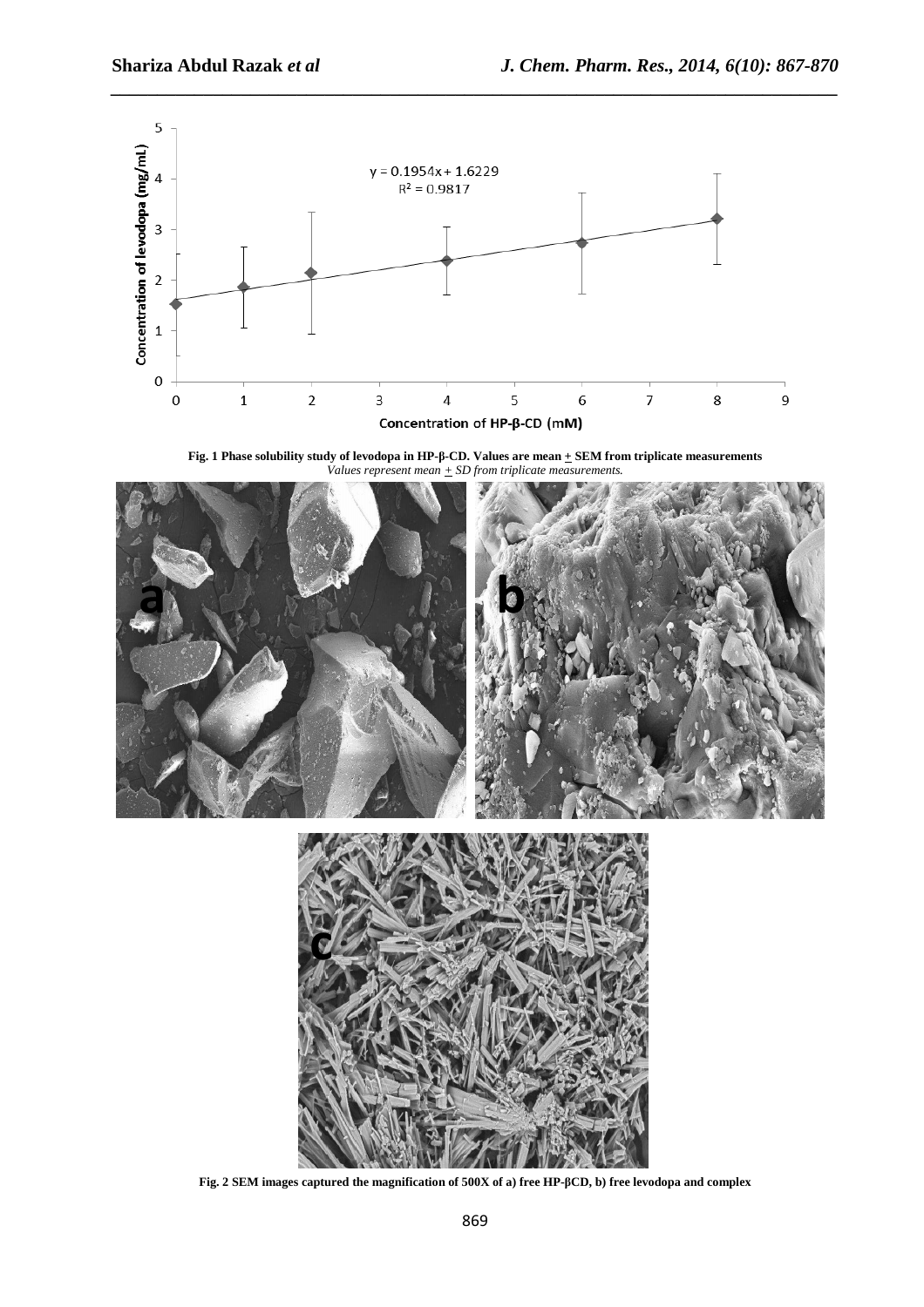Fig. 1 Phase solubility study of levodopa in HP-β-CD. Values are mean ± SEM from triplicate measurements
*Values represent mean ± SD from triplicate measurements.*

Fig. 2 SEM images captured the magnification of 500X of a) free HP-βCD, b) free levodopa and complex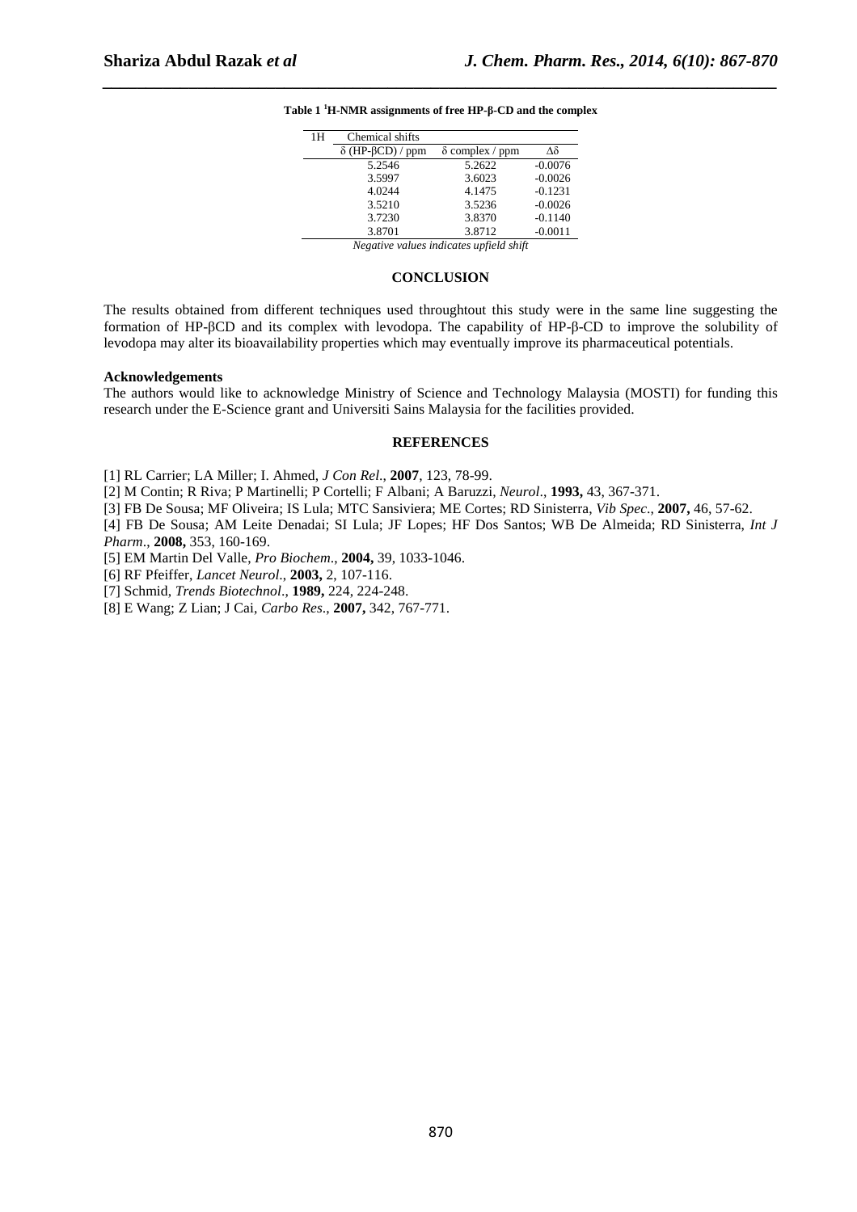**Table 1 $^1$H-NMR assignments of free HP-β-CD and the complex**

| 1H | Chemical shifts | | |
|---|---|---|---|
| | δ (HP-βCD) / ppm | δ complex / ppm | Δδ |
| | 5.2546 | 5.2622 | -0.0076 |
| | 3.5997 | 3.6023 | -0.0026 |
| | 4.0244 | 4.1475 | -0.1231 |
| | 3.5210 | 3.5236 | -0.0026 |
| | 3.7230 | 3.8370 | -0.1140 |
| | 3.8701 | 3.8712 | -0.0011 |

*Negative values indicates upfield shift*

## CONCLUSION

The results obtained from different techniques used throughtout this study were in the same line suggesting the formation of HP-βCD and its complex with levodopa. The capability of HP-β-CD to improve the solubility of levodopa may alter its bioavailability properties which may eventually improve its pharmaceutical potentials.

### Acknowledgements

The authors would like to acknowledge Ministry of Science and Technology Malaysia (MOSTI) for funding this research under the E-Science grant and Universiti Sains Malaysia for the facilities provided.

## REFERENCES

[1] RL Carrier; LA Miller; I. Ahmed, *J Con Rel*., **2007**, 123, 78-99.

[2] M Contin; R Riva; P Martinelli; P Cortelli; F Albani; A Baruzzi, *Neurol*., **1993,** 43, 367-371.

[3] FB De Sousa; MF Oliveira; IS Lula; MTC Sansiviera; ME Cortes; RD Sinisterra, *Vib Spec*., **2007,** 46, 57-62.

[4] FB De Sousa; AM Leite Denadai; SI Lula; JF Lopes; HF Dos Santos; WB De Almeida; RD Sinisterra, *Int J Pharm*., **2008,** 353, 160-169.

[5] EM Martin Del Valle, *Pro Biochem*., **2004,** 39, 1033-1046.

[6] RF Pfeiffer, *Lancet Neurol*., **2003,** 2, 107-116.

[7] Schmid, *Trends Biotechnol*., **1989,** 224, 224-248.

[8] E Wang; Z Lian; J Cai, *Carbo Res*., **2007,** 342, 767-771.